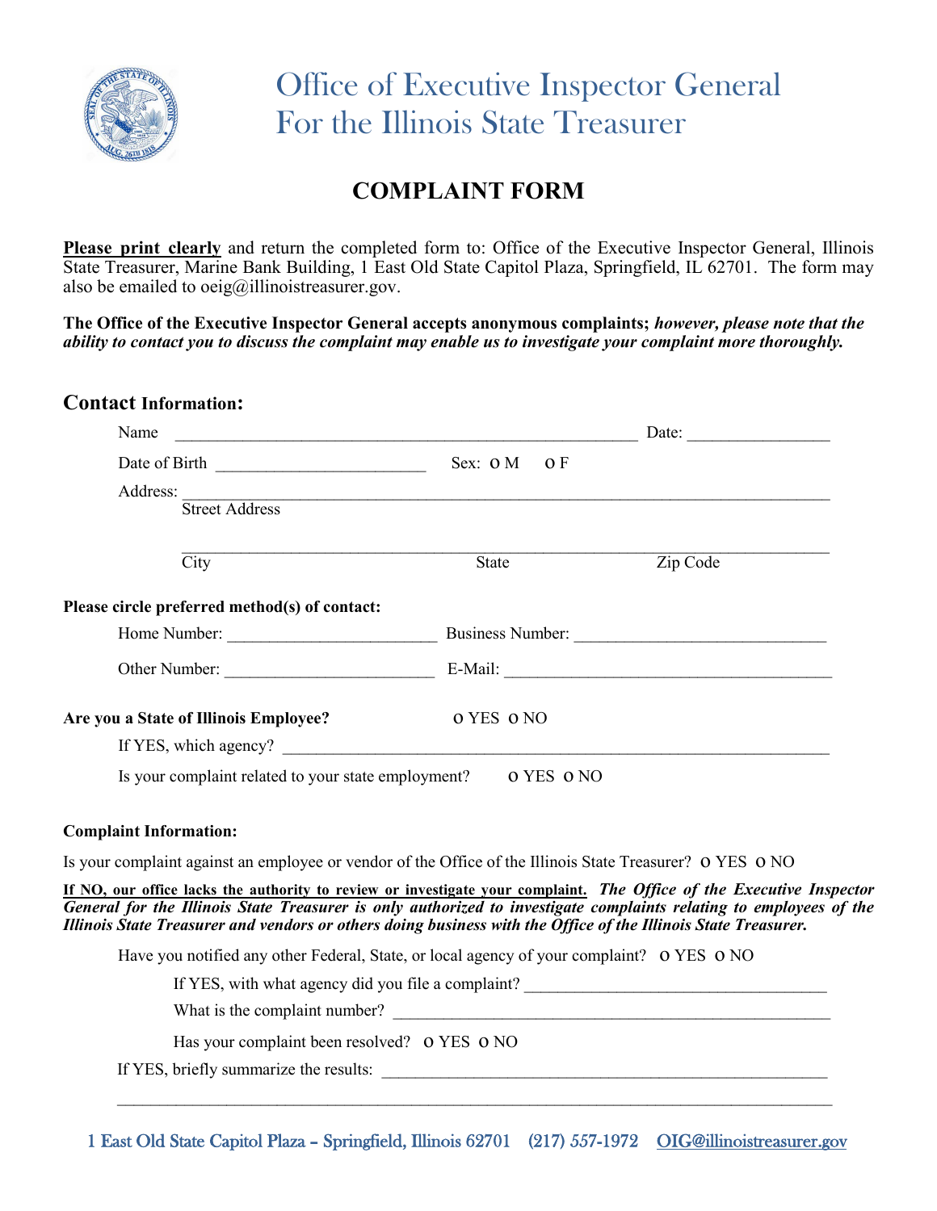# Office of Executive Inspector General
# For the Illinois State Treasurer

## COMPLAINT FORM

**Please print clearly** and return the completed form to: Office of the Executive Inspector General, Illinois State Treasurer, Marine Bank Building, 1 East Old State Capitol Plaza, Springfield, IL 62701. The form may also be emailed to oeig@illinoistreasurer.gov.

**The Office of the Executive Inspector General accepts anonymous complaints;** ***however, please note that the ability to contact you to discuss the complaint may enable us to investigate your complaint more thoroughly.***

### Contact Information:

Name \_\_\_\_\_\_\_\_\_\_\_\_\_\_\_\_\_\_\_\_\_\_\_\_\_\_\_\_\_\_\_\_\_\_\_\_\_\_\_\_\_\_\_\_\_\_\_\_ Date: \_\_\_\_\_\_\_\_\_\_\_\_\_\_\_\_

Date of Birth \_\_\_\_\_\_\_\_\_\_\_\_\_\_\_\_\_\_\_\_\_\_\_\_ Sex: o M o F

Address: \_\_\_\_\_\_\_\_\_\_\_\_\_\_\_\_\_\_\_\_\_\_\_\_\_\_\_\_\_\_\_\_\_\_\_\_\_\_\_\_\_\_\_\_\_\_\_\_\_\_\_\_\_\_\_\_\_\_\_\_\_\_\_\_\_\_
Street Address

\_\_\_\_\_\_\_\_\_\_\_\_\_\_\_\_\_\_\_\_\_\_\_\_\_\_\_\_\_\_\_\_\_\_\_\_\_\_\_\_\_\_\_\_\_\_\_\_\_\_\_\_\_\_\_\_\_\_\_\_\_\_\_\_\_\_\_\_\_\_\_\_
City State Zip Code

**Please circle preferred method(s) of contact:**

Home Number: \_\_\_\_\_\_\_\_\_\_\_\_\_\_\_\_\_\_\_\_\_\_\_\_ Business Number: \_\_\_\_\_\_\_\_\_\_\_\_\_\_\_\_\_\_\_\_\_\_\_\_\_\_\_\_\_\_

Other Number: \_\_\_\_\_\_\_\_\_\_\_\_\_\_\_\_\_\_\_\_\_\_\_\_\_ E-Mail: \_\_\_\_\_\_\_\_\_\_\_\_\_\_\_\_\_\_\_\_\_\_\_\_\_\_\_\_\_\_\_\_\_\_\_\_\_\_\_\_\_

**Are you a State of Illinois Employee?** o YES o NO

If YES, which agency? \_\_\_\_\_\_\_\_\_\_\_\_\_\_\_\_\_\_\_\_\_\_\_\_\_\_\_\_\_\_\_\_\_\_\_\_\_\_\_\_\_\_\_\_\_\_\_\_\_\_\_\_\_\_\_\_\_\_\_\_\_\_\_\_\_\_

Is your complaint related to your state employment? o YES o NO

### Complaint Information:

Is your complaint against an employee or vendor of the Office of the Illinois State Treasurer? o YES o NO

**If NO, our office lacks the authority to review or investigate your complaint.** ***The Office of the Executive Inspector General for the Illinois State Treasurer is only authorized to investigate complaints relating to employees of the Illinois State Treasurer and vendors or others doing business with the Office of the Illinois State Treasurer.***

Have you notified any other Federal, State, or local agency of your complaint? o YES o NO

If YES, with what agency did you file a complaint? \_\_\_\_\_\_\_\_\_\_\_\_\_\_\_\_\_\_\_\_\_\_\_\_\_\_\_\_\_\_\_\_\_\_\_\_\_

What is the complaint number? \_\_\_\_\_\_\_\_\_\_\_\_\_\_\_\_\_\_\_\_\_\_\_\_\_\_\_\_\_\_\_\_\_\_\_\_\_\_\_\_\_\_\_\_\_\_\_\_\_\_\_\_\_

Has your complaint been resolved? o YES o NO

If YES, briefly summarize the results: \_\_\_\_\_\_\_\_\_\_\_\_\_\_\_\_\_\_\_\_\_\_\_\_\_\_\_\_\_\_\_\_\_\_\_\_\_\_\_\_\_\_\_\_\_\_\_\_\_\_\_\_\_

\_\_\_\_\_\_\_\_\_\_\_\_\_\_\_\_\_\_\_\_\_\_\_\_\_\_\_\_\_\_\_\_\_\_\_\_\_\_\_\_\_\_\_\_\_\_\_\_\_\_\_\_\_\_\_\_\_\_\_\_\_\_\_\_\_\_\_\_\_\_\_\_\_\_\_\_\_\_\_\_\_\_\_\_\_

1 East Old State Capitol Plaza – Springfield, Illinois 62701 (217) 557-1972 OIG@illinoistreasurer.gov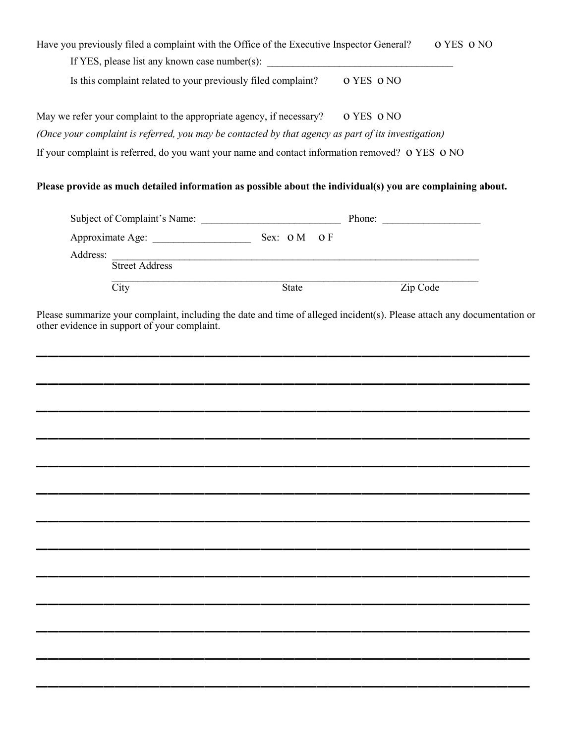Have you previously filed a complaint with the Office of the Executive Inspector General? o YES o NO

If YES, please list any known case number(s): ___________________________________

Is this complaint related to your previously filed complaint? o YES o NO

May we refer your complaint to the appropriate agency, if necessary? o YES o NO

*(Once your complaint is referred, you may be contacted by that agency as part of its investigation)*

If your complaint is referred, do you want your name and contact information removed? o YES o NO

**Please provide as much detailed information as possible about the individual(s) you are complaining about.**

Subject of Complaint's Name: ___________________________ Phone: __________________

Approximate Age: __________________ Sex: o M o F

Address: ___________________________________________________________________
Street Address

___________________________________________________________________
City State Zip Code

Please summarize your complaint, including the date and time of alleged incident(s). Please attach any documentation or other evidence in support of your complaint.

_______________________________________________________________________

_______________________________________________________________________

_______________________________________________________________________

_______________________________________________________________________

_______________________________________________________________________

_______________________________________________________________________

_______________________________________________________________________

_______________________________________________________________________

_______________________________________________________________________

_______________________________________________________________________

_______________________________________________________________________

_______________________________________________________________________

_______________________________________________________________________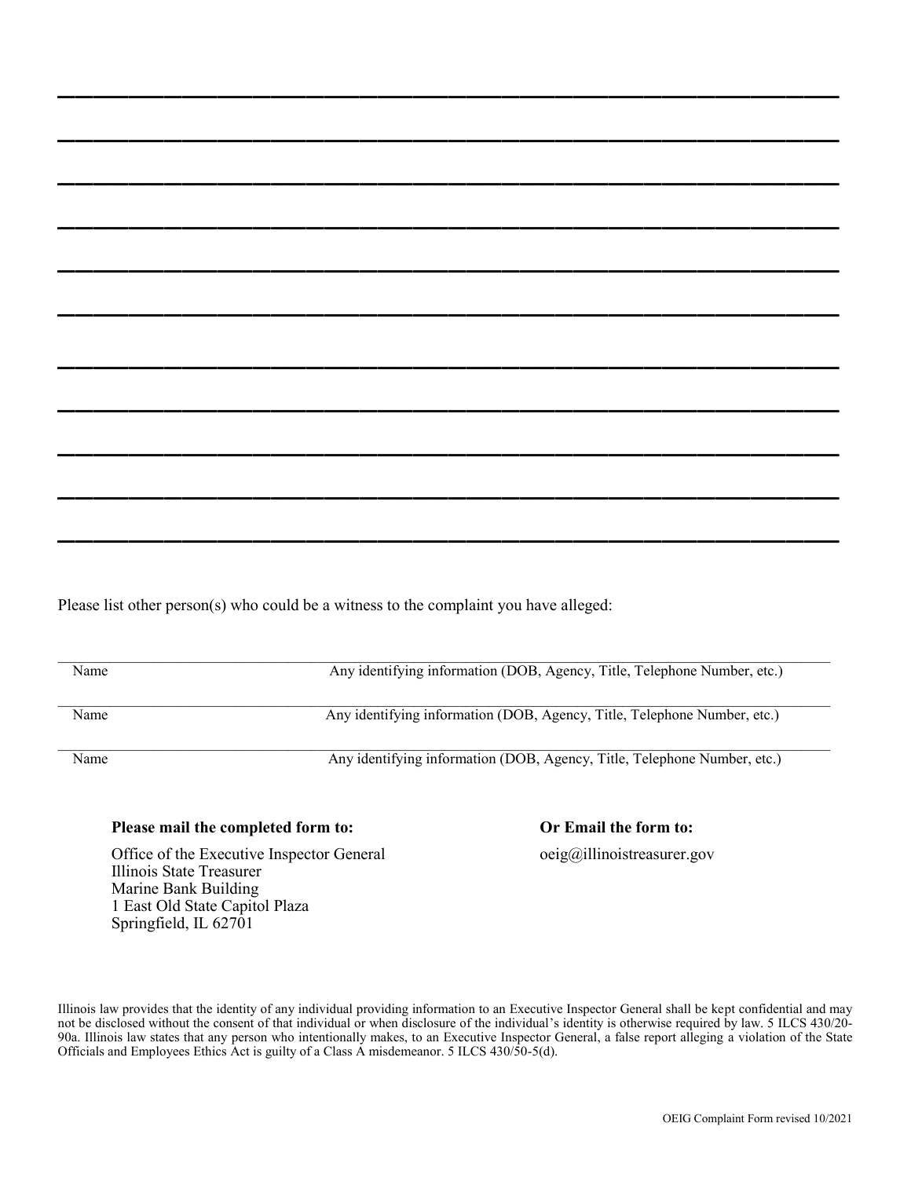\_\_\_\_\_\_\_\_\_\_\_\_\_\_\_\_\_\_\_\_\_\_\_\_\_\_\_\_\_\_\_\_\_\_\_\_\_\_\_\_\_\_\_\_\_\_\_\_\_\_\_\_\_\_\_\_\_\_

\_\_\_\_\_\_\_\_\_\_\_\_\_\_\_\_\_\_\_\_\_\_\_\_\_\_\_\_\_\_\_\_\_\_\_\_\_\_\_\_\_\_\_\_\_\_\_\_\_\_\_\_\_\_\_\_\_\_

\_\_\_\_\_\_\_\_\_\_\_\_\_\_\_\_\_\_\_\_\_\_\_\_\_\_\_\_\_\_\_\_\_\_\_\_\_\_\_\_\_\_\_\_\_\_\_\_\_\_\_\_\_\_\_\_\_\_

\_\_\_\_\_\_\_\_\_\_\_\_\_\_\_\_\_\_\_\_\_\_\_\_\_\_\_\_\_\_\_\_\_\_\_\_\_\_\_\_\_\_\_\_\_\_\_\_\_\_\_\_\_\_\_\_\_\_

\_\_\_\_\_\_\_\_\_\_\_\_\_\_\_\_\_\_\_\_\_\_\_\_\_\_\_\_\_\_\_\_\_\_\_\_\_\_\_\_\_\_\_\_\_\_\_\_\_\_\_\_\_\_\_\_\_\_

\_\_\_\_\_\_\_\_\_\_\_\_\_\_\_\_\_\_\_\_\_\_\_\_\_\_\_\_\_\_\_\_\_\_\_\_\_\_\_\_\_\_\_\_\_\_\_\_\_\_\_\_\_\_\_\_\_\_

\_\_\_\_\_\_\_\_\_\_\_\_\_\_\_\_\_\_\_\_\_\_\_\_\_\_\_\_\_\_\_\_\_\_\_\_\_\_\_\_\_\_\_\_\_\_\_\_\_\_\_\_\_\_\_\_\_\_

\_\_\_\_\_\_\_\_\_\_\_\_\_\_\_\_\_\_\_\_\_\_\_\_\_\_\_\_\_\_\_\_\_\_\_\_\_\_\_\_\_\_\_\_\_\_\_\_\_\_\_\_\_\_\_\_\_\_

\_\_\_\_\_\_\_\_\_\_\_\_\_\_\_\_\_\_\_\_\_\_\_\_\_\_\_\_\_\_\_\_\_\_\_\_\_\_\_\_\_\_\_\_\_\_\_\_\_\_\_\_\_\_\_\_\_\_

\_\_\_\_\_\_\_\_\_\_\_\_\_\_\_\_\_\_\_\_\_\_\_\_\_\_\_\_\_\_\_\_\_\_\_\_\_\_\_\_\_\_\_\_\_\_\_\_\_\_\_\_\_\_\_\_\_\_

\_\_\_\_\_\_\_\_\_\_\_\_\_\_\_\_\_\_\_\_\_\_\_\_\_\_\_\_\_\_\_\_\_\_\_\_\_\_\_\_\_\_\_\_\_\_\_\_\_\_\_\_\_\_\_\_\_\_

Please list other person(s) who could be a witness to the complaint you have alleged:

| | |
|---|---|
| Name | Any identifying information (DOB, Agency, Title, Telephone Number, etc.) |
| Name | Any identifying information (DOB, Agency, Title, Telephone Number, etc.) |
| Name | Any identifying information (DOB, Agency, Title, Telephone Number, etc.) |

**Please mail the completed form to:**

Office of the Executive Inspector General
Illinois State Treasurer
Marine Bank Building
1 East Old State Capitol Plaza
Springfield, IL 62701

**Or Email the form to:**

oeig@illinoistreasurer.gov

Illinois law provides that the identity of any individual providing information to an Executive Inspector General shall be kept confidential and may not be disclosed without the consent of that individual or when disclosure of the individual's identity is otherwise required by law. 5 ILCS 430/20-90a. Illinois law states that any person who intentionally makes, to an Executive Inspector General, a false report alleging a violation of the State Officials and Employees Ethics Act is guilty of a Class A misdemeanor. 5 ILCS 430/50-5(d).

OEIG Complaint Form revised 10/2021